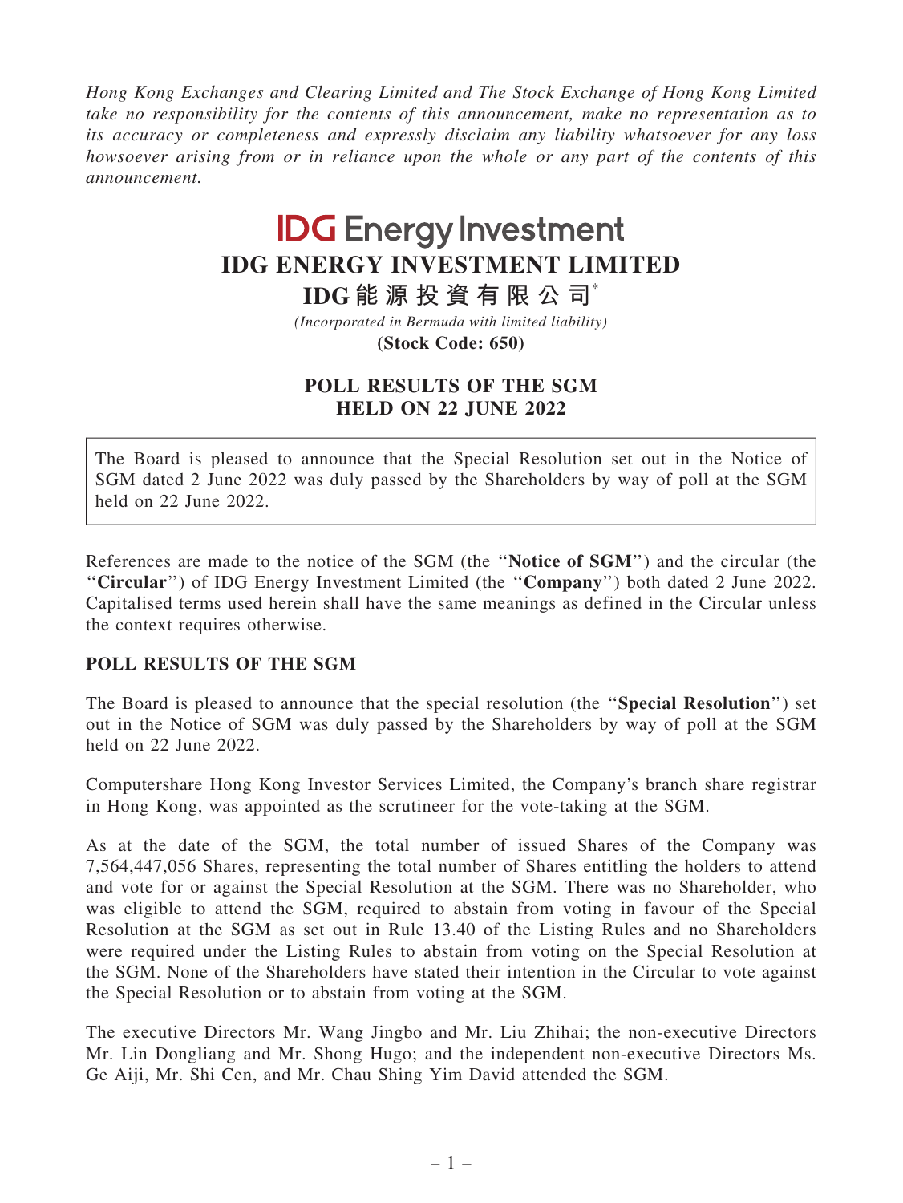*Hong Kong Exchanges and Clearing Limited and The Stock Exchange of Hong Kong Limited take no responsibility for the contents of this announcement, make no representation as to its accuracy or completeness and expressly disclaim any liability whatsoever for any loss howsoever arising from or in reliance upon the whole or any part of the contents of this announcement.*

**IDG Energy Investment**

# IDG ENERGY INVESTMENT LIMITED

# IDG 能源投資有限公司*

*(Incorporated in Bermuda with limited liability)*

**(Stock Code: 650)**

## POLL RESULTS OF THE SGM HELD ON 22 JUNE 2022

The Board is pleased to announce that the Special Resolution set out in the Notice of SGM dated 2 June 2022 was duly passed by the Shareholders by way of poll at the SGM held on 22 June 2022.

References are made to the notice of the SGM (the "**Notice of SGM**") and the circular (the "**Circular**") of IDG Energy Investment Limited (the "**Company**") both dated 2 June 2022. Capitalised terms used herein shall have the same meanings as defined in the Circular unless the context requires otherwise.

### POLL RESULTS OF THE SGM

The Board is pleased to announce that the special resolution (the "**Special Resolution**") set out in the Notice of SGM was duly passed by the Shareholders by way of poll at the SGM held on 22 June 2022.

Computershare Hong Kong Investor Services Limited, the Company's branch share registrar in Hong Kong, was appointed as the scrutineer for the vote-taking at the SGM.

As at the date of the SGM, the total number of issued Shares of the Company was 7,564,447,056 Shares, representing the total number of Shares entitling the holders to attend and vote for or against the Special Resolution at the SGM. There was no Shareholder, who was eligible to attend the SGM, required to abstain from voting in favour of the Special Resolution at the SGM as set out in Rule 13.40 of the Listing Rules and no Shareholders were required under the Listing Rules to abstain from voting on the Special Resolution at the SGM. None of the Shareholders have stated their intention in the Circular to vote against the Special Resolution or to abstain from voting at the SGM.

The executive Directors Mr. Wang Jingbo and Mr. Liu Zhihai; the non-executive Directors Mr. Lin Dongliang and Mr. Shong Hugo; and the independent non-executive Directors Ms. Ge Aiji, Mr. Shi Cen, and Mr. Chau Shing Yim David attended the SGM.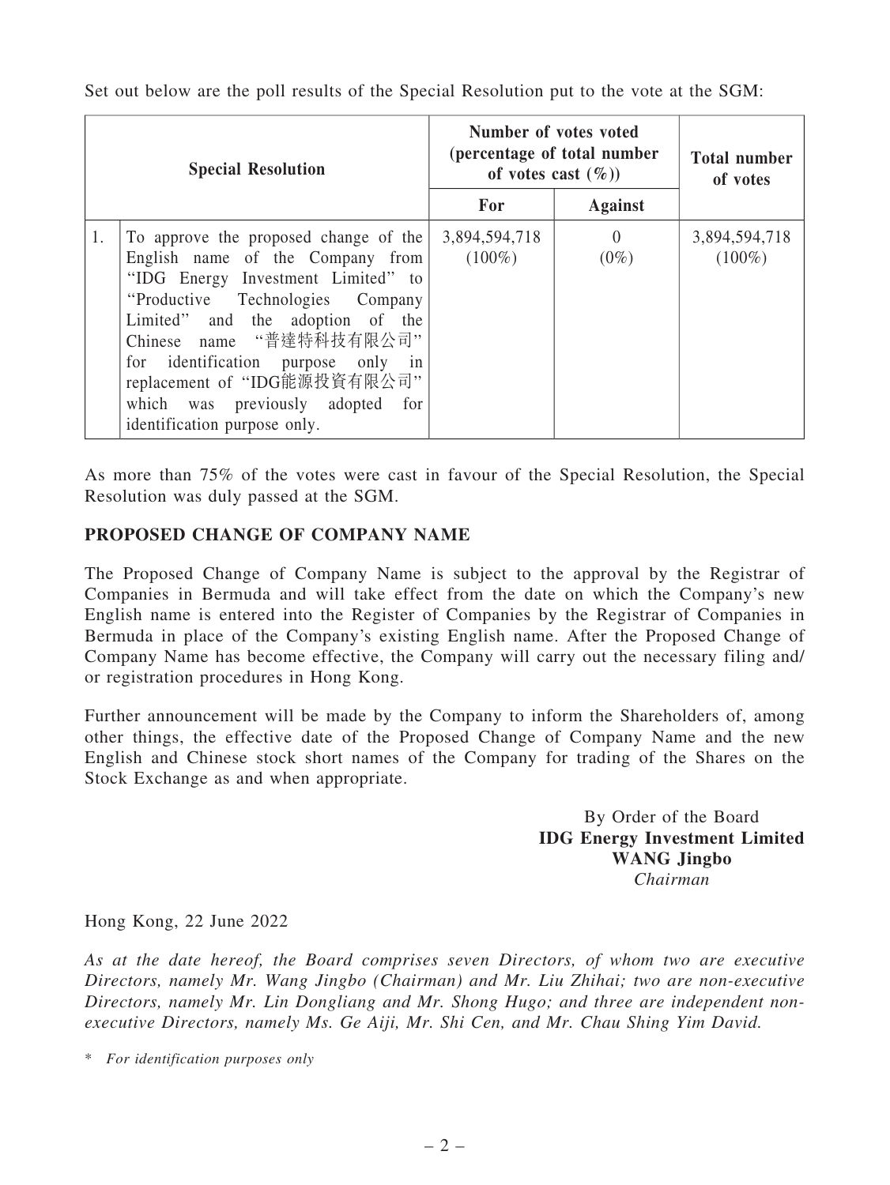Set out below are the poll results of the Special Resolution put to the vote at the SGM:

| Special Resolution | | Number of votes voted (percentage of total number of votes cast (%)) | | Total number of votes |
|---|---|---|---|---|
| | | For | Against | |
| 1. | To approve the proposed change of the English name of the Company from "IDG Energy Investment Limited" to "Productive Technologies Company Limited" and the adoption of the Chinese name "普達特科技有限公司" for identification purpose only in replacement of "IDG能源投資有限公司" which was previously adopted for identification purpose only. | 3,894,594,718 (100%) | 0 (0%) | 3,894,594,718 (100%) |

As more than 75% of the votes were cast in favour of the Special Resolution, the Special Resolution was duly passed at the SGM.

## PROPOSED CHANGE OF COMPANY NAME

The Proposed Change of Company Name is subject to the approval by the Registrar of Companies in Bermuda and will take effect from the date on which the Company's new English name is entered into the Register of Companies by the Registrar of Companies in Bermuda in place of the Company's existing English name. After the Proposed Change of Company Name has become effective, the Company will carry out the necessary filing and/or registration procedures in Hong Kong.

Further announcement will be made by the Company to inform the Shareholders of, among other things, the effective date of the Proposed Change of Company Name and the new English and Chinese stock short names of the Company for trading of the Shares on the Stock Exchange as and when appropriate.

By Order of the Board
**IDG Energy Investment Limited**
**WANG Jingbo**
*Chairman*

Hong Kong, 22 June 2022

*As at the date hereof, the Board comprises seven Directors, of whom two are executive Directors, namely Mr. Wang Jingbo (Chairman) and Mr. Liu Zhihai; two are non-executive Directors, namely Mr. Lin Dongliang and Mr. Shong Hugo; and three are independent non-executive Directors, namely Ms. Ge Aiji, Mr. Shi Cen, and Mr. Chau Shing Yim David.*

\* *For identification purposes only*